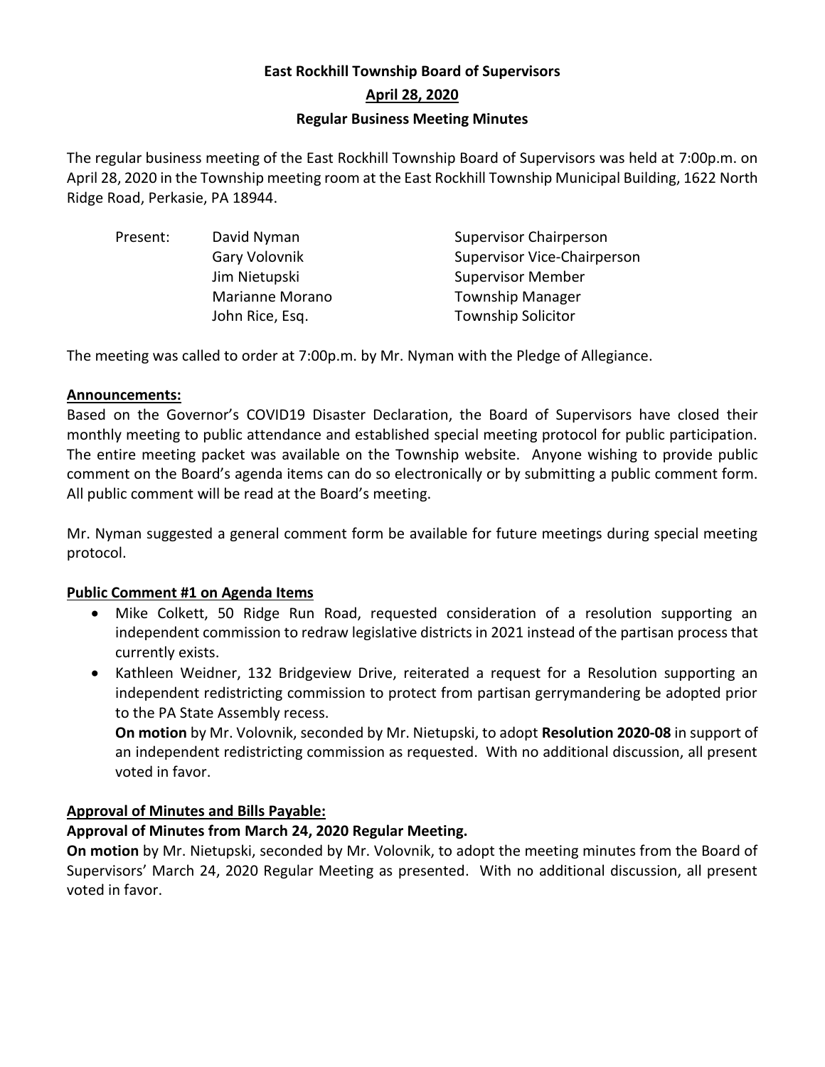**East Rockhill Township Board of Supervisors**

**April 28, 2020**

**Regular Business Meeting Minutes**

The regular business meeting of the East Rockhill Township Board of Supervisors was held at 7:00p.m. on April 28, 2020 in the Township meeting room at the East Rockhill Township Municipal Building, 1622 North Ridge Road, Perkasie, PA 18944.

| Present: | David Nyman | Supervisor Chairperson |
|---|---|---|
| | Gary Volovnik | Supervisor Vice-Chairperson |
| | Jim Nietupski | Supervisor Member |
| | Marianne Morano | Township Manager |
| | John Rice, Esq. | Township Solicitor |

The meeting was called to order at 7:00p.m. by Mr. Nyman with the Pledge of Allegiance.

**Announcements:**

Based on the Governor's COVID19 Disaster Declaration, the Board of Supervisors have closed their monthly meeting to public attendance and established special meeting protocol for public participation. The entire meeting packet was available on the Township website. Anyone wishing to provide public comment on the Board's agenda items can do so electronically or by submitting a public comment form. All public comment will be read at the Board's meeting.

Mr. Nyman suggested a general comment form be available for future meetings during special meeting protocol.

**Public Comment #1 on Agenda Items**

- Mike Colkett, 50 Ridge Run Road, requested consideration of a resolution supporting an independent commission to redraw legislative districts in 2021 instead of the partisan process that currently exists.
- Kathleen Weidner, 132 Bridgeview Drive, reiterated a request for a Resolution supporting an independent redistricting commission to protect from partisan gerrymandering be adopted prior to the PA State Assembly recess.

  **On motion** by Mr. Volovnik, seconded by Mr. Nietupski, to adopt **Resolution 2020-08** in support of an independent redistricting commission as requested. With no additional discussion, all present voted in favor.

**Approval of Minutes and Bills Payable:**

**Approval of Minutes from March 24, 2020 Regular Meeting.**

**On motion** by Mr. Nietupski, seconded by Mr. Volovnik, to adopt the meeting minutes from the Board of Supervisors' March 24, 2020 Regular Meeting as presented. With no additional discussion, all present voted in favor.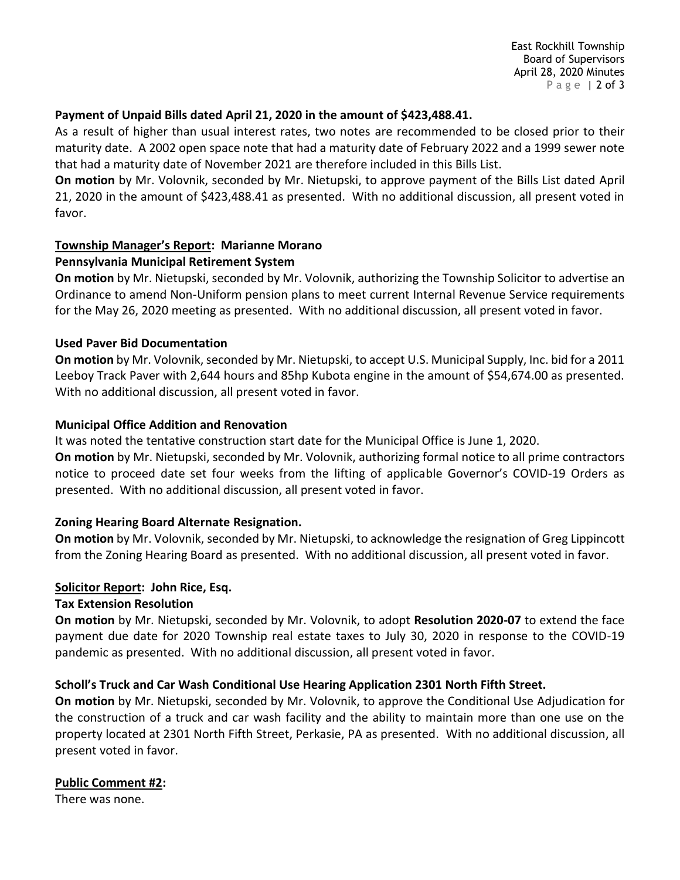**Payment of Unpaid Bills dated April 21, 2020 in the amount of $423,488.41.**

As a result of higher than usual interest rates, two notes are recommended to be closed prior to their maturity date. A 2002 open space note that had a maturity date of February 2022 and a 1999 sewer note that had a maturity date of November 2021 are therefore included in this Bills List.

**On motion** by Mr. Volovnik, seconded by Mr. Nietupski, to approve payment of the Bills List dated April 21, 2020 in the amount of $423,488.41 as presented. With no additional discussion, all present voted in favor.

## Township Manager's Report: Marianne Morano

**Pennsylvania Municipal Retirement System**

**On motion** by Mr. Nietupski, seconded by Mr. Volovnik, authorizing the Township Solicitor to advertise an Ordinance to amend Non-Uniform pension plans to meet current Internal Revenue Service requirements for the May 26, 2020 meeting as presented. With no additional discussion, all present voted in favor.

**Used Paver Bid Documentation**

**On motion** by Mr. Volovnik, seconded by Mr. Nietupski, to accept U.S. Municipal Supply, Inc. bid for a 2011 Leeboy Track Paver with 2,644 hours and 85hp Kubota engine in the amount of $54,674.00 as presented. With no additional discussion, all present voted in favor.

**Municipal Office Addition and Renovation**

It was noted the tentative construction start date for the Municipal Office is June 1, 2020.

**On motion** by Mr. Nietupski, seconded by Mr. Volovnik, authorizing formal notice to all prime contractors notice to proceed date set four weeks from the lifting of applicable Governor's COVID-19 Orders as presented. With no additional discussion, all present voted in favor.

**Zoning Hearing Board Alternate Resignation.**

**On motion** by Mr. Volovnik, seconded by Mr. Nietupski, to acknowledge the resignation of Greg Lippincott from the Zoning Hearing Board as presented. With no additional discussion, all present voted in favor.

## Solicitor Report: John Rice, Esq.

**Tax Extension Resolution**

**On motion** by Mr. Nietupski, seconded by Mr. Volovnik, to adopt **Resolution 2020-07** to extend the face payment due date for 2020 Township real estate taxes to July 30, 2020 in response to the COVID-19 pandemic as presented. With no additional discussion, all present voted in favor.

**Scholl's Truck and Car Wash Conditional Use Hearing Application 2301 North Fifth Street.**

**On motion** by Mr. Nietupski, seconded by Mr. Volovnik, to approve the Conditional Use Adjudication for the construction of a truck and car wash facility and the ability to maintain more than one use on the property located at 2301 North Fifth Street, Perkasie, PA as presented. With no additional discussion, all present voted in favor.

## Public Comment #2:

There was none.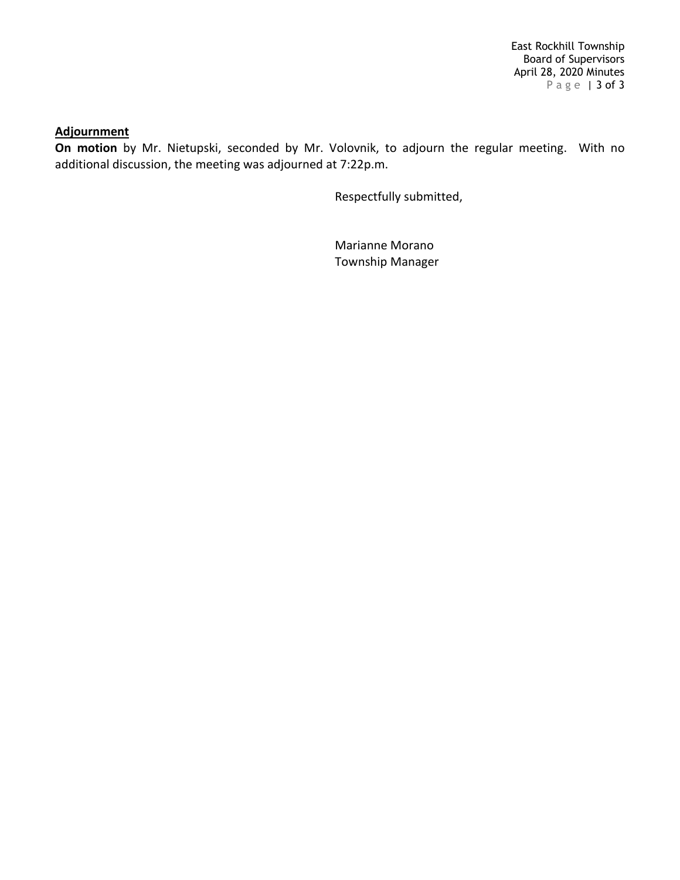**Adjournment**

**On motion** by Mr. Nietupski, seconded by Mr. Volovnik, to adjourn the regular meeting. With no additional discussion, the meeting was adjourned at 7:22p.m.

Respectfully submitted,

Marianne Morano
Township Manager